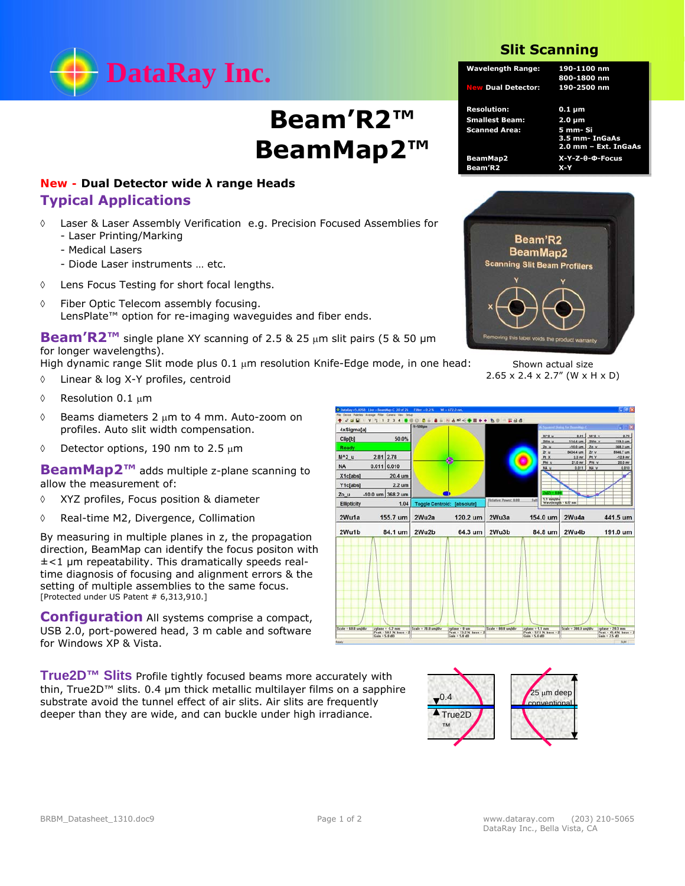DataRay Inc.

# Beam'R2™ BeamMap2™

## Slit Scanning

| | |
|---|---|
| Wavelength Range: | 190-1100 nm<br>800-1800 nm |
| New Dual Detector: | 190-2500 nm |
| Resolution: | 0.1 µm |
| Smallest Beam: | 2.0 µm |
| Scanned Area: | 5 mm- Si<br>3.5 mm- InGaAs<br>2.0 mm – Ext. InGaAs |
| BeamMap2 | X-Y-Z-θ-Φ-Focus |
| Beam'R2 | X-Y |

**New - Dual Detector wide λ range Heads**

## Typical Applications

- Laser & Laser Assembly Verification e.g. Precision Focused Assemblies for
  - Laser Printing/Marking
  - Medical Lasers
  - Diode Laser instruments … etc.
- Lens Focus Testing for short focal lengths.
- Fiber Optic Telecom assembly focusing.
  LensPlate™ option for re-imaging waveguides and fiber ends.

Shown actual size
2.65 x 2.4 x 2.7" (W x H x D)

**Beam'R2™** single plane XY scanning of 2.5 & 25 µm slit pairs (5 & 50 µm for longer wavelengths).
High dynamic range Slit mode plus 0.1 µm resolution Knife-Edge mode, in one head:

- Linear & log X-Y profiles, centroid
- Resolution 0.1 µm
- Beams diameters 2 µm to 4 mm. Auto-zoom on profiles. Auto slit width compensation.
- Detector options, 190 nm to 2.5 µm

**BeamMap2™** adds multiple z-plane scanning to allow the measurement of:

- XYZ profiles, Focus position & diameter
- Real-time M2, Divergence, Collimation

By measuring in multiple planes in z, the propagation direction, BeamMap can identify the focus positon with ±<1 µm repeatability. This dramatically speeds real-time diagnosis of focusing and alignment errors & the setting of multiple assemblies to the same focus.
[Protected under US Patent # 6,313,910.]

**Configuration** All systems comprise a compact, USB 2.0, port-powered head, 3 m cable and software for Windows XP & Vista.

**True2D™ Slits** Profile tightly focused beams more accurately with thin, True2D™ slits. 0.4 µm thick metallic multilayer films on a sapphire substrate avoid the tunnel effect of air slits. Air slits are frequently deeper than they are wide, and can buckle under high irradiance.

BRBM_Datasheet_1310.doc9

www.dataray.com (203) 210-5065
DataRay Inc., Bella Vista, CA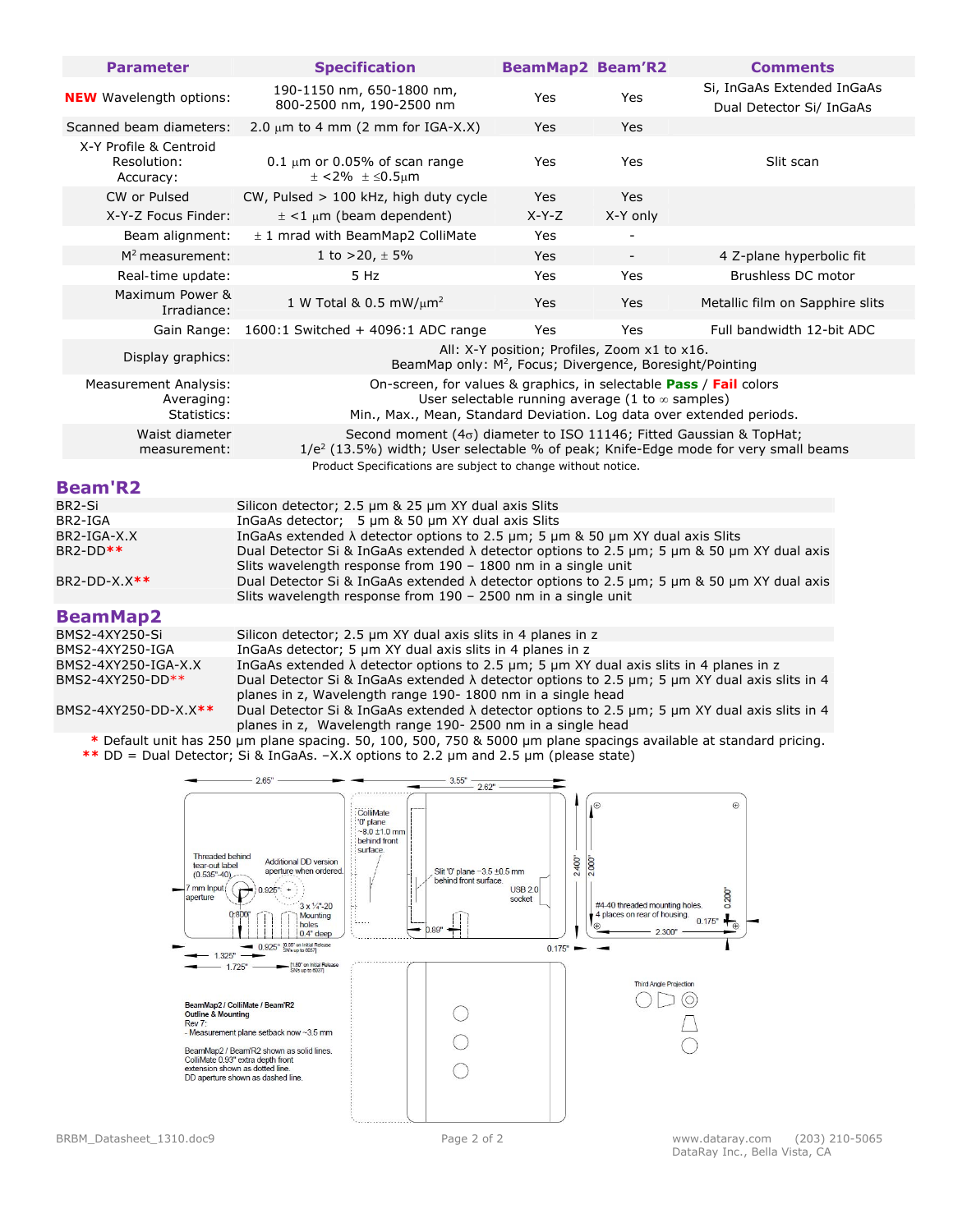| Parameter | Specification | BeamMap2 | Beam'R2 | Comments |
|---|---|---|---|---|
| **NEW** Wavelength options: | 190-1150 nm, 650-1800 nm, 800-2500 nm, 190-2500 nm | Yes | Yes | Si, InGaAs Extended InGaAs Dual Detector Si/ InGaAs |
| Scanned beam diameters: | 2.0 µm to 4 mm (2 mm for IGA-X.X) | Yes | Yes | |
| X-Y Profile & Centroid Resolution: Accuracy: | 0.1 µm or 0.05% of scan range ± <2% ± ≤0.5µm | Yes | Yes | Slit scan |
| CW or Pulsed | CW, Pulsed > 100 kHz, high duty cycle | Yes | Yes | |
| X-Y-Z Focus Finder: | ± <1 µm (beam dependent) | X-Y-Z | X-Y only | |
| Beam alignment: | ± 1 mrad with BeamMap2 ColliMate | Yes | - | |
| $M^2$ measurement: | 1 to >20, ± 5% | Yes | - | 4 Z-plane hyperbolic fit |
| Real-time update: | 5 Hz | Yes | Yes | Brushless DC motor |
| Maximum Power & Irradiance: | 1 W Total & 0.5 mW/µm² | Yes | Yes | Metallic film on Sapphire slits |
| Gain Range: | 1600:1 Switched + 4096:1 ADC range | Yes | Yes | Full bandwidth 12-bit ADC |
| Display graphics: | All: X-Y position; Profiles, Zoom x1 to x16. BeamMap only: $M^2$, Focus; Divergence, Boresight/Pointing | | | |
| Measurement Analysis: Averaging: Statistics: | On-screen, for values & graphics, in selectable **Pass** / **Fail** colors. User selectable running average (1 to ∞ samples). Min., Max., Mean, Standard Deviation. Log data over extended periods. | | | |
| Waist diameter measurement: | Second moment (4σ) diameter to ISO 11146; Fitted Gaussian & TopHat; $1/e^2$ (13.5%) width; User selectable % of peak; Knife-Edge mode for very small beams | | | |

Product Specifications are subject to change without notice.

## Beam'R2

| | |
|---|---|
| BR2-Si | Silicon detector; 2.5 µm & 25 µm XY dual axis Slits |
| BR2-IGA | InGaAs detector; 5 µm & 50 µm XY dual axis Slits |
| BR2-IGA-X.X | InGaAs extended λ detector options to 2.5 µm; 5 µm & 50 µm XY dual axis Slits |
| BR2-DD** | Dual Detector Si & InGaAs extended λ detector options to 2.5 µm; 5 µm & 50 µm XY dual axis Slits wavelength response from 190 – 1800 nm in a single unit |
| BR2-DD-X.X** | Dual Detector Si & InGaAs extended λ detector options to 2.5 µm; 5 µm & 50 µm XY dual axis Slits wavelength response from 190 – 2500 nm in a single unit |

## BeamMap2

| | |
|---|---|
| BMS2-4XY250-Si | Silicon detector; 2.5 µm XY dual axis slits in 4 planes in z |
| BMS2-4XY250-IGA | InGaAs detector; 5 µm XY dual axis slits in 4 planes in z |
| BMS2-4XY250-IGA-X.X | InGaAs extended λ detector options to 2.5 µm; 5 µm XY dual axis slits in 4 planes in z |
| BMS2-4XY250-DD** | Dual Detector Si & InGaAs extended λ detector options to 2.5 µm; 5 µm XY dual axis slits in 4 planes in z, Wavelength range 190- 1800 nm in a single head |
| BMS2-4XY250-DD-X.X** | Dual Detector Si & InGaAs extended λ detector options to 2.5 µm; 5 µm XY dual axis slits in 4 planes in z, Wavelength range 190- 2500 nm in a single head |

\* Default unit has 250 µm plane spacing. 50, 100, 500, 750 & 5000 µm plane spacings available at standard pricing.

** DD = Dual Detector; Si & InGaAs. –X.X options to 2.2 µm and 2.5 µm (please state)

2.65"
3.55"
2.62"
ColliMate '0' plane ~8.0 ±1.0 mm behind front surface.
Threaded behind tear-out label (0.535"-40)
Additional DD version aperture when ordered.
7 mm Input aperture
0.925"
0.800"
3 x ¼"-20 Mounting holes 0.4" deep
Slit '0' plane ~3.5 ±0.5 mm behind front surface.
USB 2.0 socket
2.400"
2.000"
0.200"
#4-40 threaded mounting holes. 4 places on rear of housing.
0.175"
2.300"
0.89"
0.175"
0.925"
1.325"
1.725"
Third Angle Projection

**BeamMap2 / ColliMate / Beam'R2 Outline & Mounting**
Rev 7:
- Measurement plane setback now ~3.5 mm

BeamMap2 / Beam'R2 shown as solid lines.
ColliMate 0.93" extra depth front extension shown as dotted line.
DD aperture shown as dashed line.

BRBM_Datasheet_1310.doc9

www.dataray.com (203) 210-5065
DataRay Inc., Bella Vista, CA